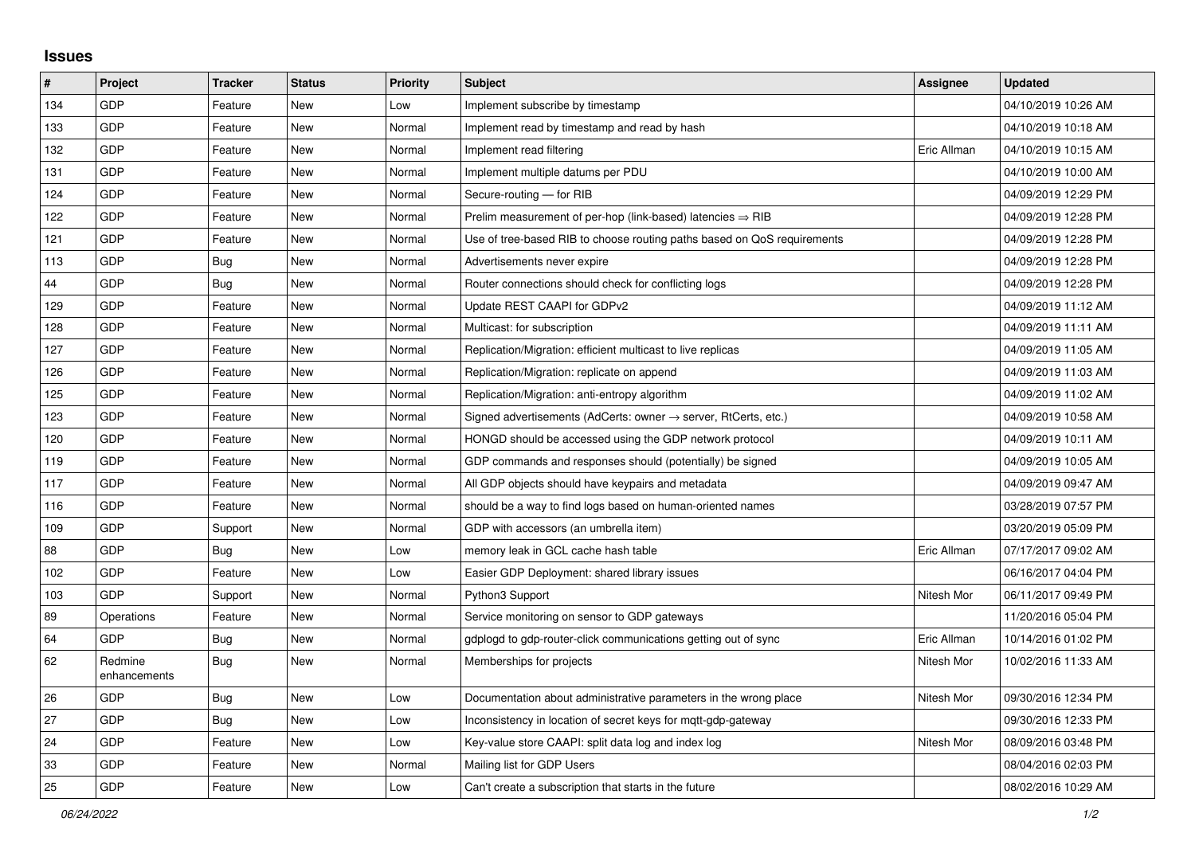## Issues

| # | Project | Tracker | Status | Priority | Subject | Assignee | Updated |
|---|---|---|---|---|---|---|---|
| 134 | GDP | Feature | New | Low | Implement subscribe by timestamp | | 04/10/2019 10:26 AM |
| 133 | GDP | Feature | New | Normal | Implement read by timestamp and read by hash | | 04/10/2019 10:18 AM |
| 132 | GDP | Feature | New | Normal | Implement read filtering | Eric Allman | 04/10/2019 10:15 AM |
| 131 | GDP | Feature | New | Normal | Implement multiple datums per PDU | | 04/10/2019 10:00 AM |
| 124 | GDP | Feature | New | Normal | Secure-routing — for RIB | | 04/09/2019 12:29 PM |
| 122 | GDP | Feature | New | Normal | Prelim measurement of per-hop (link-based) latencies ⇒ RIB | | 04/09/2019 12:28 PM |
| 121 | GDP | Feature | New | Normal | Use of tree-based RIB to choose routing paths based on QoS requirements | | 04/09/2019 12:28 PM |
| 113 | GDP | Bug | New | Normal | Advertisements never expire | | 04/09/2019 12:28 PM |
| 44 | GDP | Bug | New | Normal | Router connections should check for conflicting logs | | 04/09/2019 12:28 PM |
| 129 | GDP | Feature | New | Normal | Update REST CAAPI for GDPv2 | | 04/09/2019 11:12 AM |
| 128 | GDP | Feature | New | Normal | Multicast: for subscription | | 04/09/2019 11:11 AM |
| 127 | GDP | Feature | New | Normal | Replication/Migration: efficient multicast to live replicas | | 04/09/2019 11:05 AM |
| 126 | GDP | Feature | New | Normal | Replication/Migration: replicate on append | | 04/09/2019 11:03 AM |
| 125 | GDP | Feature | New | Normal | Replication/Migration: anti-entropy algorithm | | 04/09/2019 11:02 AM |
| 123 | GDP | Feature | New | Normal | Signed advertisements (AdCerts: owner → server, RtCerts, etc.) | | 04/09/2019 10:58 AM |
| 120 | GDP | Feature | New | Normal | HONGD should be accessed using the GDP network protocol | | 04/09/2019 10:11 AM |
| 119 | GDP | Feature | New | Normal | GDP commands and responses should (potentially) be signed | | 04/09/2019 10:05 AM |
| 117 | GDP | Feature | New | Normal | All GDP objects should have keypairs and metadata | | 04/09/2019 09:47 AM |
| 116 | GDP | Feature | New | Normal | should be a way to find logs based on human-oriented names | | 03/28/2019 07:57 PM |
| 109 | GDP | Support | New | Normal | GDP with accessors (an umbrella item) | | 03/20/2019 05:09 PM |
| 88 | GDP | Bug | New | Low | memory leak in GCL cache hash table | Eric Allman | 07/17/2017 09:02 AM |
| 102 | GDP | Feature | New | Low | Easier GDP Deployment: shared library issues | | 06/16/2017 04:04 PM |
| 103 | GDP | Support | New | Normal | Python3 Support | Nitesh Mor | 06/11/2017 09:49 PM |
| 89 | Operations | Feature | New | Normal | Service monitoring on sensor to GDP gateways | | 11/20/2016 05:04 PM |
| 64 | GDP | Bug | New | Normal | gdplogd to gdp-router-click communications getting out of sync | Eric Allman | 10/14/2016 01:02 PM |
| 62 | Redmine enhancements | Bug | New | Normal | Memberships for projects | Nitesh Mor | 10/02/2016 11:33 AM |
| 26 | GDP | Bug | New | Low | Documentation about administrative parameters in the wrong place | Nitesh Mor | 09/30/2016 12:34 PM |
| 27 | GDP | Bug | New | Low | Inconsistency in location of secret keys for mqtt-gdp-gateway | | 09/30/2016 12:33 PM |
| 24 | GDP | Feature | New | Low | Key-value store CAAPI: split data log and index log | Nitesh Mor | 08/09/2016 03:48 PM |
| 33 | GDP | Feature | New | Normal | Mailing list for GDP Users | | 08/04/2016 02:03 PM |
| 25 | GDP | Feature | New | Low | Can't create a subscription that starts in the future | | 08/02/2016 10:29 AM |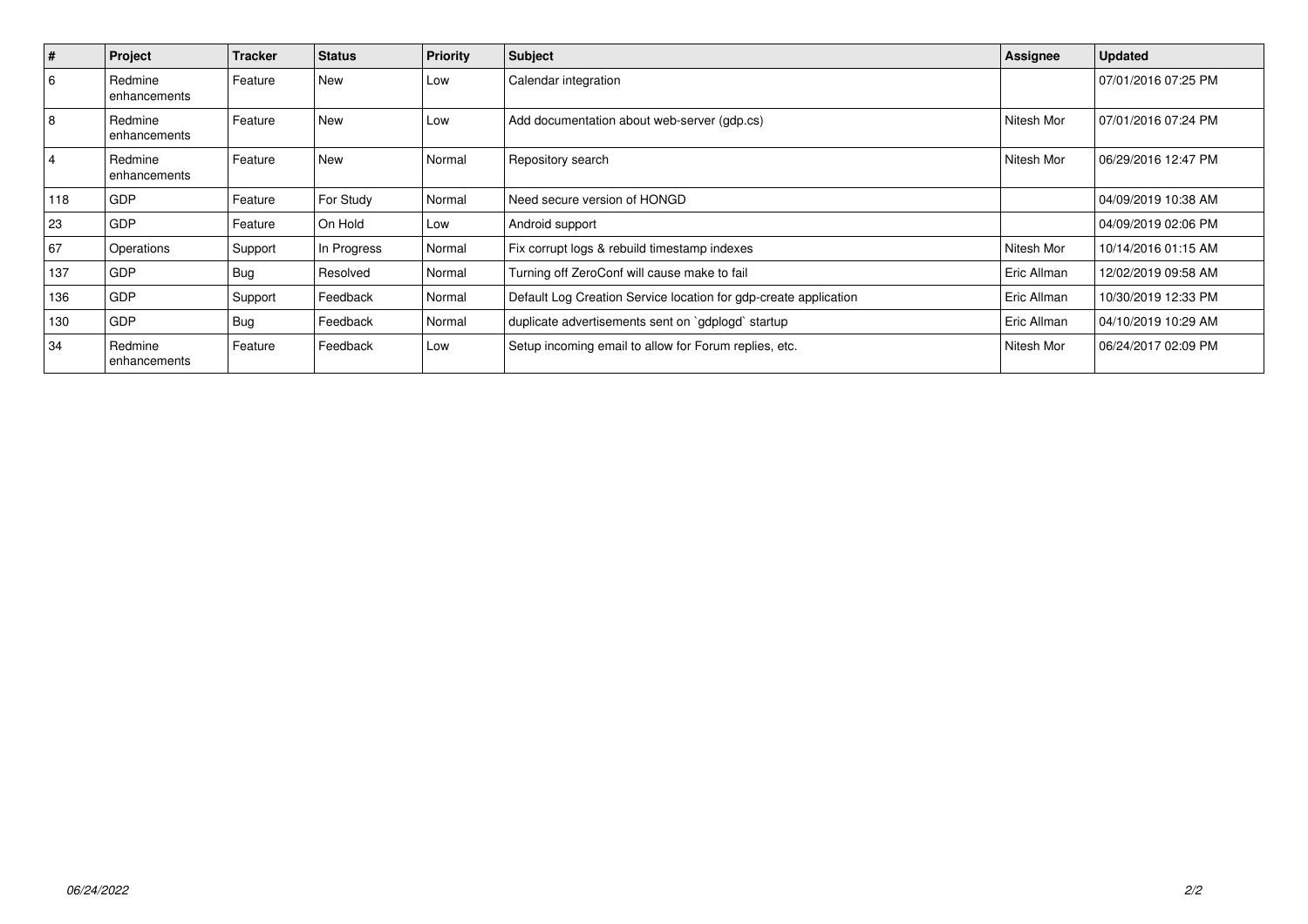| # | Project | Tracker | Status | Priority | Subject | Assignee | Updated |
| --- | --- | --- | --- | --- | --- | --- | --- |
| 6 | Redmine enhancements | Feature | New | Low | Calendar integration | | 07/01/2016 07:25 PM |
| 8 | Redmine enhancements | Feature | New | Low | Add documentation about web-server (gdp.cs) | Nitesh Mor | 07/01/2016 07:24 PM |
| 4 | Redmine enhancements | Feature | New | Normal | Repository search | Nitesh Mor | 06/29/2016 12:47 PM |
| 118 | GDP | Feature | For Study | Normal | Need secure version of HONGD | | 04/09/2019 10:38 AM |
| 23 | GDP | Feature | On Hold | Low | Android support | | 04/09/2019 02:06 PM |
| 67 | Operations | Support | In Progress | Normal | Fix corrupt logs & rebuild timestamp indexes | Nitesh Mor | 10/14/2016 01:15 AM |
| 137 | GDP | Bug | Resolved | Normal | Turning off ZeroConf will cause make to fail | Eric Allman | 12/02/2019 09:58 AM |
| 136 | GDP | Support | Feedback | Normal | Default Log Creation Service location for gdp-create application | Eric Allman | 10/30/2019 12:33 PM |
| 130 | GDP | Bug | Feedback | Normal | duplicate advertisements sent on `gdplogd` startup | Eric Allman | 04/10/2019 10:29 AM |
| 34 | Redmine enhancements | Feature | Feedback | Low | Setup incoming email to allow for Forum replies, etc. | Nitesh Mor | 06/24/2017 02:09 PM |

*06/24/2022*